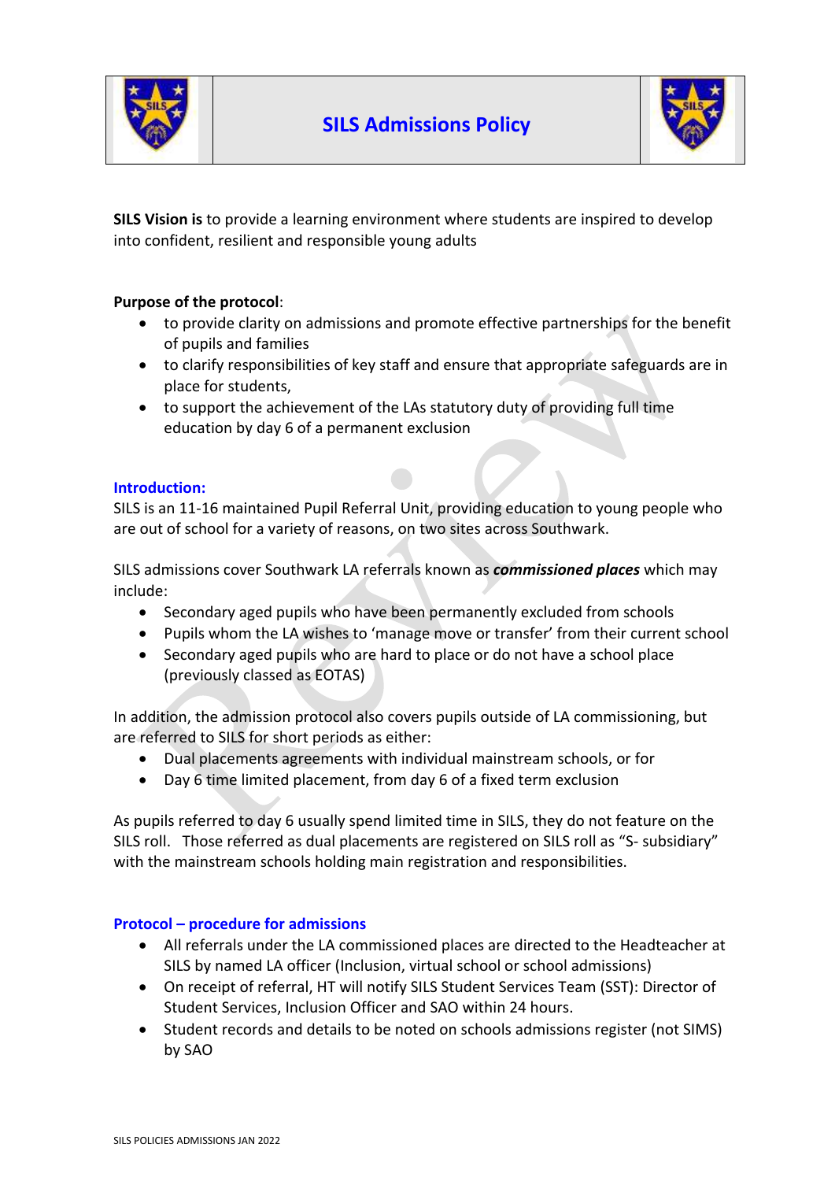# SILS Admissions Policy

**SILS Vision is** to provide a learning environment where students are inspired to develop into confident, resilient and responsible young adults

**Purpose of the protocol**:

- to provide clarity on admissions and promote effective partnerships for the benefit of pupils and families
- to clarify responsibilities of key staff and ensure that appropriate safeguards are in place for students,
- to support the achievement of the LAs statutory duty of providing full time education by day 6 of a permanent exclusion

## Introduction:

SILS is an 11-16 maintained Pupil Referral Unit, providing education to young people who are out of school for a variety of reasons, on two sites across Southwark.

SILS admissions cover Southwark LA referrals known as ***commissioned places*** which may include:

- Secondary aged pupils who have been permanently excluded from schools
- Pupils whom the LA wishes to 'manage move or transfer' from their current school
- Secondary aged pupils who are hard to place or do not have a school place (previously classed as EOTAS)

In addition, the admission protocol also covers pupils outside of LA commissioning, but are referred to SILS for short periods as either:

- Dual placements agreements with individual mainstream schools, or for
- Day 6 time limited placement, from day 6 of a fixed term exclusion

As pupils referred to day 6 usually spend limited time in SILS, they do not feature on the SILS roll. Those referred as dual placements are registered on SILS roll as "S- subsidiary" with the mainstream schools holding main registration and responsibilities.

## Protocol – procedure for admissions

- All referrals under the LA commissioned places are directed to the Headteacher at SILS by named LA officer (Inclusion, virtual school or school admissions)
- On receipt of referral, HT will notify SILS Student Services Team (SST): Director of Student Services, Inclusion Officer and SAO within 24 hours.
- Student records and details to be noted on schools admissions register (not SIMS) by SAO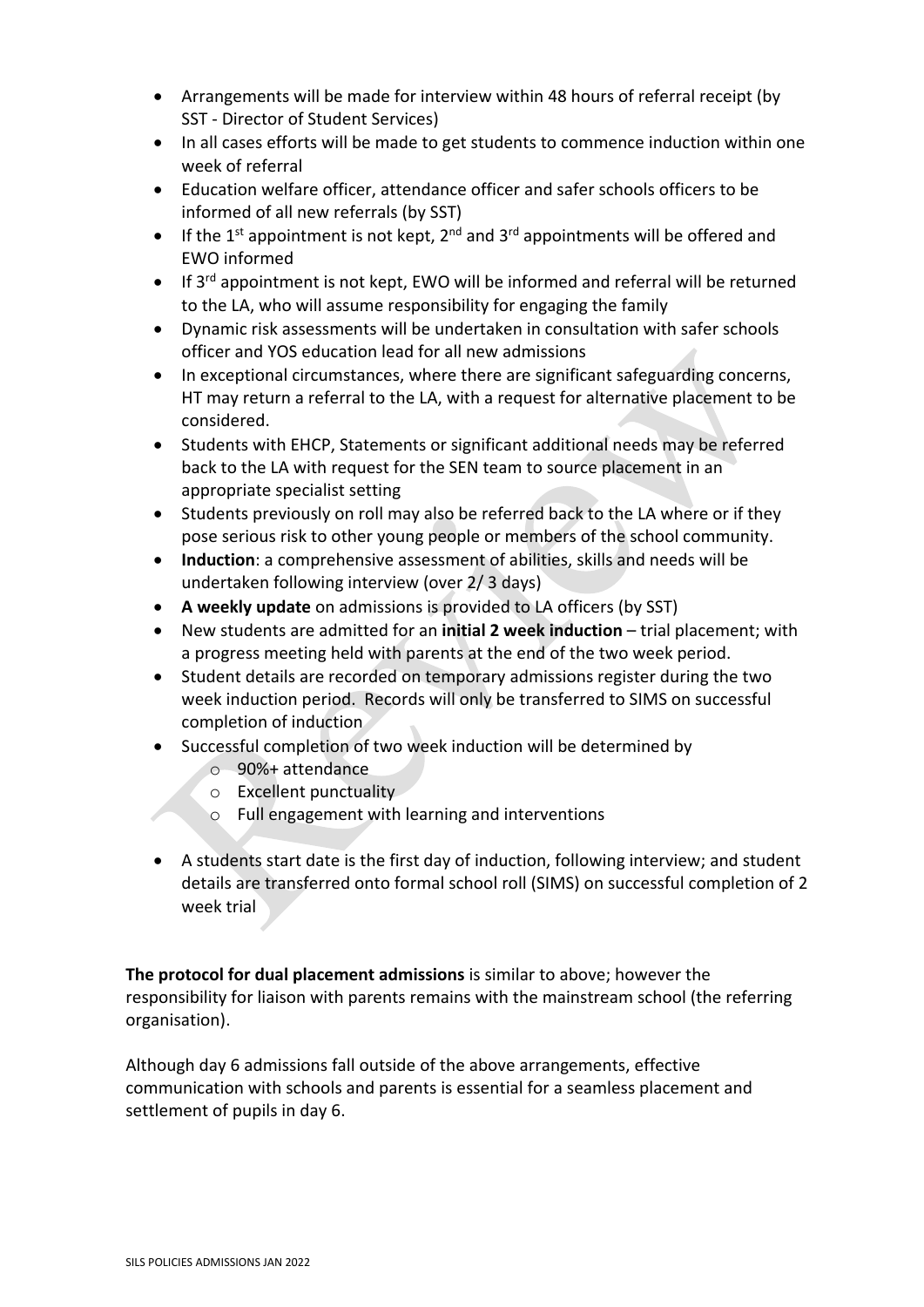- Arrangements will be made for interview within 48 hours of referral receipt (by SST - Director of Student Services)
- In all cases efforts will be made to get students to commence induction within one week of referral
- Education welfare officer, attendance officer and safer schools officers to be informed of all new referrals (by SST)
- If the 1st appointment is not kept, 2nd and 3rd appointments will be offered and EWO informed
- If 3rd appointment is not kept, EWO will be informed and referral will be returned to the LA, who will assume responsibility for engaging the family
- Dynamic risk assessments will be undertaken in consultation with safer schools officer and YOS education lead for all new admissions
- In exceptional circumstances, where there are significant safeguarding concerns, HT may return a referral to the LA, with a request for alternative placement to be considered.
- Students with EHCP, Statements or significant additional needs may be referred back to the LA with request for the SEN team to source placement in an appropriate specialist setting
- Students previously on roll may also be referred back to the LA where or if they pose serious risk to other young people or members of the school community.
- **Induction**: a comprehensive assessment of abilities, skills and needs will be undertaken following interview (over 2/ 3 days)
- **A weekly update** on admissions is provided to LA officers (by SST)
- New students are admitted for an **initial 2 week induction** – trial placement; with a progress meeting held with parents at the end of the two week period.
- Student details are recorded on temporary admissions register during the two week induction period. Records will only be transferred to SIMS on successful completion of induction
- Successful completion of two week induction will be determined by
  - 90%+ attendance
  - Excellent punctuality
  - Full engagement with learning and interventions

- A students start date is the first day of induction, following interview; and student details are transferred onto formal school roll (SIMS) on successful completion of 2 week trial

**The protocol for dual placement admissions** is similar to above; however the responsibility for liaison with parents remains with the mainstream school (the referring organisation).

Although day 6 admissions fall outside of the above arrangements, effective communication with schools and parents is essential for a seamless placement and settlement of pupils in day 6.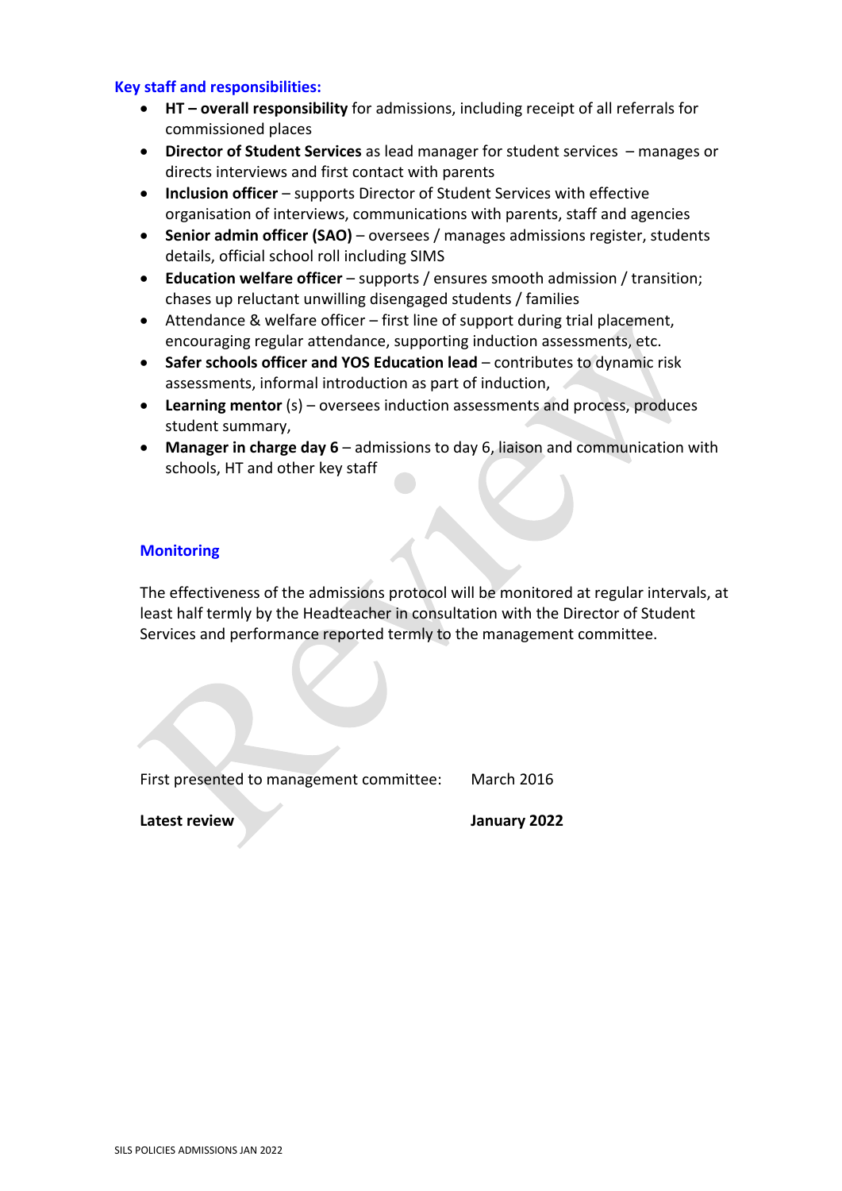## Key staff and responsibilities:

- **HT – overall responsibility** for admissions, including receipt of all referrals for commissioned places
- **Director of Student Services** as lead manager for student services – manages or directs interviews and first contact with parents
- **Inclusion officer** – supports Director of Student Services with effective organisation of interviews, communications with parents, staff and agencies
- **Senior admin officer (SAO)** – oversees / manages admissions register, students details, official school roll including SIMS
- **Education welfare officer** – supports / ensures smooth admission / transition; chases up reluctant unwilling disengaged students / families
- Attendance & welfare officer – first line of support during trial placement, encouraging regular attendance, supporting induction assessments, etc.
- **Safer schools officer and YOS Education lead** – contributes to dynamic risk assessments, informal introduction as part of induction,
- **Learning mentor** (s) – oversees induction assessments and process, produces student summary,
- **Manager in charge day 6** – admissions to day 6, liaison and communication with schools, HT and other key staff

## Monitoring

The effectiveness of the admissions protocol will be monitored at regular intervals, at least half termly by the Headteacher in consultation with the Director of Student Services and performance reported termly to the management committee.

First presented to management committee: March 2016

**Latest review** **January 2022**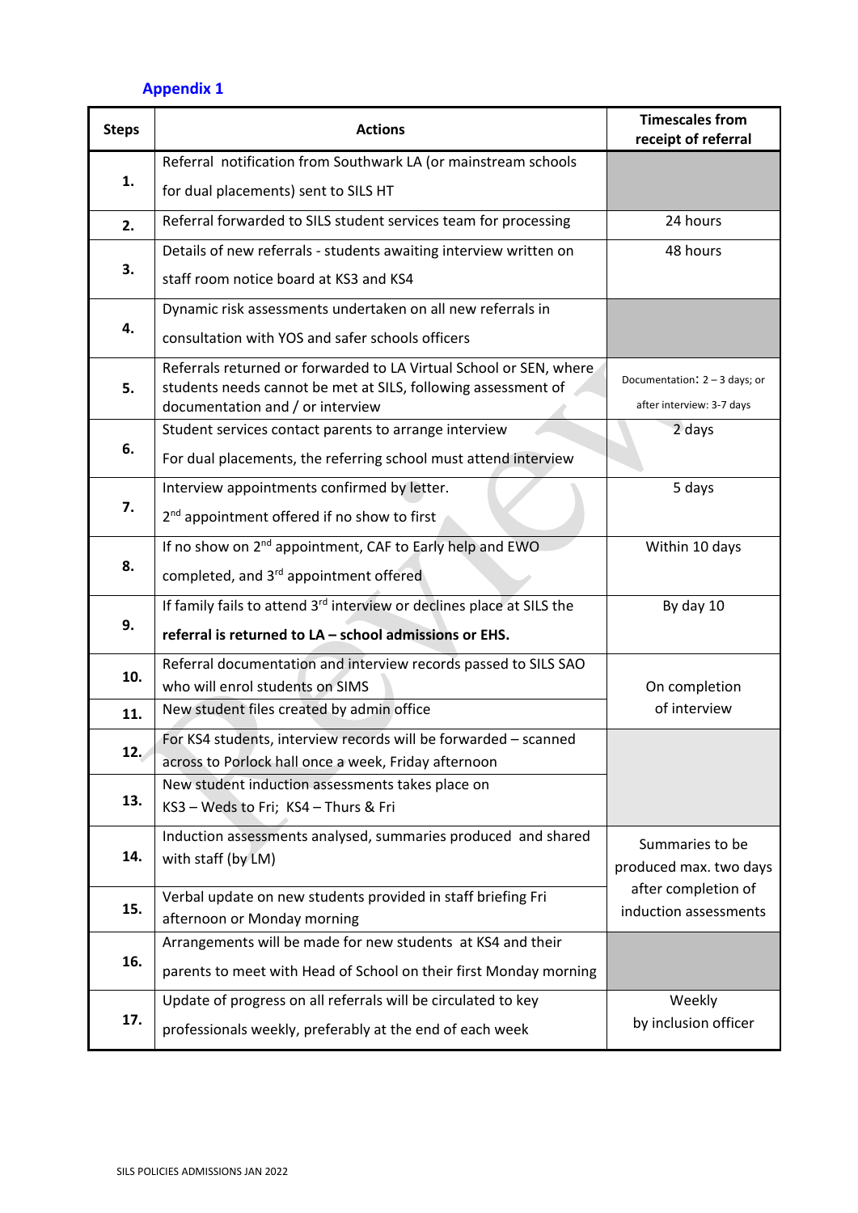## Appendix 1

| Steps | Actions | Timescales from receipt of referral |
|---|---|---|
| 1. | Referral notification from Southwark LA (or mainstream schools for dual placements) sent to SILS HT | |
| 2. | Referral forwarded to SILS student services team for processing | 24 hours |
| 3. | Details of new referrals - students awaiting interview written on staff room notice board at KS3 and KS4 | 48 hours |
| 4. | Dynamic risk assessments undertaken on all new referrals in consultation with YOS and safer schools officers | |
| 5. | Referrals returned or forwarded to LA Virtual School or SEN, where students needs cannot be met at SILS, following assessment of documentation and / or interview | Documentation: 2 – 3 days; or after interview: 3-7 days |
| 6. | Student services contact parents to arrange interview<br>For dual placements, the referring school must attend interview | 2 days |
| 7. | Interview appointments confirmed by letter.<br>2nd appointment offered if no show to first | 5 days |
| 8. | If no show on 2nd appointment, CAF to Early help and EWO completed, and 3rd appointment offered | Within 10 days |
| 9. | If family fails to attend 3rd interview or declines place at SILS the **referral is returned to LA – school admissions or EHS.** | By day 10 |
| 10. | Referral documentation and interview records passed to SILS SAO who will enrol students on SIMS | On completion of interview |
| 11. | New student files created by admin office | |
| 12. | For KS4 students, interview records will be forwarded – scanned across to Porlock hall once a week, Friday afternoon | |
| 13. | New student induction assessments takes place on KS3 – Weds to Fri; KS4 – Thurs & Fri | |
| 14. | Induction assessments analysed, summaries produced and shared with staff (by LM) | Summaries to be produced max. two days after completion of induction assessments |
| 15. | Verbal update on new students provided in staff briefing Fri afternoon or Monday morning | |
| 16. | Arrangements will be made for new students at KS4 and their parents to meet with Head of School on their first Monday morning | |
| 17. | Update of progress on all referrals will be circulated to key professionals weekly, preferably at the end of each week | Weekly by inclusion officer |